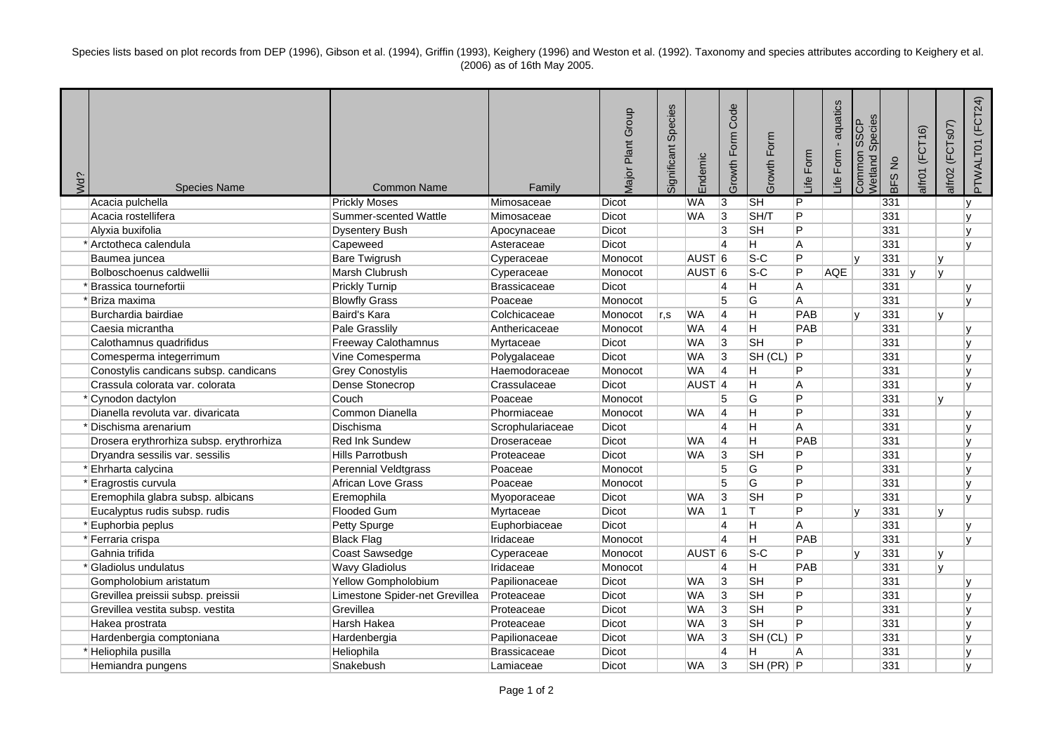Species lists based on plot records from DEP (1996), Gibson et al. (1994), Griffin (1993), Keighery (1996) and Weston et al. (1992). Taxonomy and species attributes according to Keighery et al. (2006) as of 16th May 2005.

| Wd? | Species Name | Common Name | Family | Major Plant Group | Significant Species | Endemic | Growth Form Code | Growth Form | Life Form | Life Form - aquatics | Common SSCP Wetland Species | BFS No | alfr01 (FCT16) | alfr02 (FCTs07) | PTWALT01 (FCT24) |
|---|---|---|---|---|---|---|---|---|---|---|---|---|---|---|---|
| | Acacia pulchella | Prickly Moses | Mimosaceae | Dicot | | WA | 3 | SH | P | | | 331 | | | y |
| | Acacia rostellifera | Summer-scented Wattle | Mimosaceae | Dicot | | WA | 3 | SH/T | P | | | 331 | | | y |
| | Alyxia buxifolia | Dysentery Bush | Apocynaceae | Dicot | | | 3 | SH | P | | | 331 | | | y |
| * | Arctotheca calendula | Capeweed | Asteraceae | Dicot | | | 4 | H | A | | | 331 | | | y |
| | Baumea juncea | Bare Twigrush | Cyperaceae | Monocot | | AUST | 6 | S-C | P | | y | 331 | | y | |
| | Bolboschoenus caldwellii | Marsh Clubrush | Cyperaceae | Monocot | | AUST | 6 | S-C | P | AQE | | 331 | y | y | |
| * | Brassica tournefortii | Prickly Turnip | Brassicaceae | Dicot | | | 4 | H | A | | | 331 | | | y |
| * | Briza maxima | Blowfly Grass | Poaceae | Monocot | | | 5 | G | A | | | 331 | | | y |
| | Burchardia bairdiae | Baird's Kara | Colchicaceae | Monocot | r,s | WA | 4 | H | PAB | | y | 331 | | y | |
| | Caesia micrantha | Pale Grasslily | Anthericaceae | Monocot | | WA | 4 | H | PAB | | | 331 | | | y |
| | Calothamnus quadrifidus | Freeway Calothamnus | Myrtaceae | Dicot | | WA | 3 | SH | P | | | 331 | | | y |
| | Comesperma integerrimum | Vine Comesperma | Polygalaceae | Dicot | | WA | 3 | SH (CL) | P | | | 331 | | | y |
| | Conostylis candicans subsp. candicans | Grey Conostylis | Haemodoraceae | Monocot | | WA | 4 | H | P | | | 331 | | | y |
| | Crassula colorata var. colorata | Dense Stonecrop | Crassulaceae | Dicot | | AUST | 4 | H | A | | | 331 | | | y |
| * | Cynodon dactylon | Couch | Poaceae | Monocot | | | 5 | G | P | | | 331 | | y | |
| | Dianella revoluta var. divaricata | Common Dianella | Phormiaceae | Monocot | | WA | 4 | H | P | | | 331 | | | y |
| * | Dischisma arenarium | Dischisma | Scrophulariaceae | Dicot | | | 4 | H | A | | | 331 | | | y |
| | Drosera erythrorhiza subsp. erythrorhiza | Red Ink Sundew | Droseraceae | Dicot | | WA | 4 | H | PAB | | | 331 | | | y |
| | Dryandra sessilis var. sessilis | Hills Parrotbush | Proteaceae | Dicot | | WA | 3 | SH | P | | | 331 | | | y |
| * | Ehrharta calycina | Perennial Veldtgrass | Poaceae | Monocot | | | 5 | G | P | | | 331 | | | y |
| * | Eragrostis curvula | African Love Grass | Poaceae | Monocot | | | 5 | G | P | | | 331 | | | y |
| | Eremophila glabra subsp. albicans | Eremophila | Myoporaceae | Dicot | | WA | 3 | SH | P | | | 331 | | | y |
| | Eucalyptus rudis subsp. rudis | Flooded Gum | Myrtaceae | Dicot | | WA | 1 | T | P | | y | 331 | | y | |
| * | Euphorbia peplus | Petty Spurge | Euphorbiaceae | Dicot | | | 4 | H | A | | | 331 | | | y |
| * | Ferraria crispa | Black Flag | Iridaceae | Monocot | | | 4 | H | PAB | | | 331 | | | y |
| | Gahnia trifida | Coast Sawsedge | Cyperaceae | Monocot | | AUST | 6 | S-C | P | | y | 331 | | y | |
| * | Gladiolus undulatus | Wavy Gladiolus | Iridaceae | Monocot | | | 4 | H | PAB | | | 331 | | y | |
| | Gompholobium aristatum | Yellow Gompholobium | Papilionaceae | Dicot | | WA | 3 | SH | P | | | 331 | | | y |
| | Grevillea preissii subsp. preissii | Limestone Spider-net Grevillea | Proteaceae | Dicot | | WA | 3 | SH | P | | | 331 | | | y |
| | Grevillea vestita subsp. vestita | Grevillea | Proteaceae | Dicot | | WA | 3 | SH | P | | | 331 | | | y |
| | Hakea prostrata | Harsh Hakea | Proteaceae | Dicot | | WA | 3 | SH | P | | | 331 | | | y |
| | Hardenbergia comptoniana | Hardenbergia | Papilionaceae | Dicot | | WA | 3 | SH (CL) | P | | | 331 | | | y |
| * | Heliophila pusilla | Heliophila | Brassicaceae | Dicot | | | 4 | H | A | | | 331 | | | y |
| | Hemiandra pungens | Snakebush | Lamiaceae | Dicot | | WA | 3 | SH (PR) | P | | | 331 | | | y |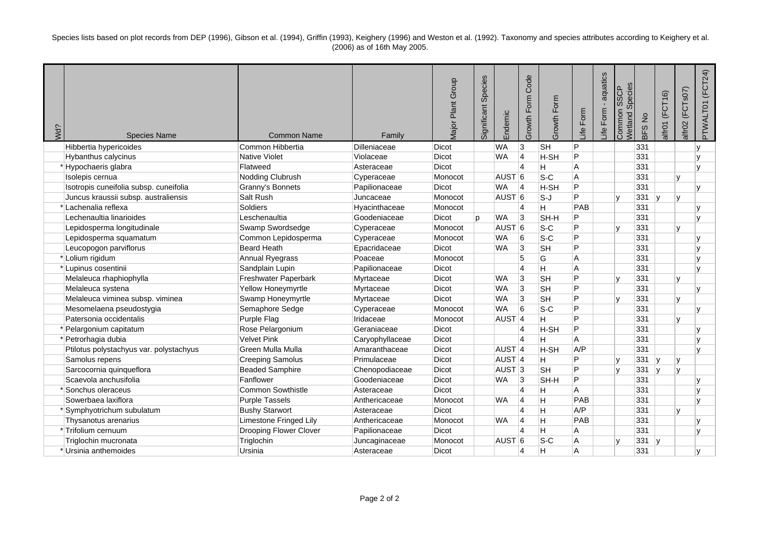Species lists based on plot records from DEP (1996), Gibson et al. (1994), Griffin (1993), Keighery (1996) and Weston et al. (1992). Taxonomy and species attributes according to Keighery et al. (2006) as of 16th May 2005.

| Wd? | Species Name | Common Name | Family | Major Plant Group | Significant Species | Endemic | Growth Form Code | Growth Form | Life Form | Life Form - aquatics | Common SSCP Wetland Species | BFS No | alfr01 (FCT16) | alfr02 (FCTs07) | PTWALT01 (FCT24) |
|---|---|---|---|---|---|---|---|---|---|---|---|---|---|---|---|
| | Hibbertia hypericoides | Common Hibbertia | Dilleniaceae | Dicot | | WA | 3 | SH | P | | | 331 | | | y |
| | Hybanthus calycinus | Native Violet | Violaceae | Dicot | | WA | 4 | H-SH | P | | | 331 | | | y |
| * | Hypochaeris glabra | Flatweed | Asteraceae | Dicot | | | 4 | H | A | | | 331 | | | y |
| | Isolepis cernua | Nodding Clubrush | Cyperaceae | Monocot | | AUST | 6 | S-C | A | | | 331 | | y | |
| | Isotropis cuneifolia subsp. cuneifolia | Granny's Bonnets | Papilionaceae | Dicot | | WA | 4 | H-SH | P | | | 331 | | | y |
| | Juncus kraussii subsp. australiensis | Salt Rush | Juncaceae | Monocot | | AUST | 6 | S-J | P | | y | 331 | y | y | |
| * | Lachenalia reflexa | Soldiers | Hyacinthaceae | Monocot | | | 4 | H | PAB | | | 331 | | | y |
| | Lechenaultia linarioides | Leschenaultia | Goodeniaceae | Dicot | p | WA | 3 | SH-H | P | | | 331 | | | y |
| | Lepidosperma longitudinale | Swamp Swordsedge | Cyperaceae | Monocot | | AUST | 6 | S-C | P | | y | 331 | | y | |
| | Lepidosperma squamatum | Common Lepidosperma | Cyperaceae | Monocot | | WA | 6 | S-C | P | | | 331 | | | y |
| | Leucopogon parviflorus | Beard Heath | Epacridaceae | Dicot | | WA | 3 | SH | P | | | 331 | | | y |
| * | Lolium rigidum | Annual Ryegrass | Poaceae | Monocot | | | 5 | G | A | | | 331 | | | y |
| * | Lupinus cosentinii | Sandplain Lupin | Papilionaceae | Dicot | | | 4 | H | A | | | 331 | | | y |
| | Melaleuca rhaphiophylla | Freshwater Paperbark | Myrtaceae | Dicot | | WA | 3 | SH | P | | y | 331 | | y | |
| | Melaleuca systena | Yellow Honeymyrtle | Myrtaceae | Dicot | | WA | 3 | SH | P | | | 331 | | | y |
| | Melaleuca viminea subsp. viminea | Swamp Honeymyrtle | Myrtaceae | Dicot | | WA | 3 | SH | P | | y | 331 | | y | |
| | Mesomelaena pseudostygia | Semaphore Sedge | Cyperaceae | Monocot | | WA | 6 | S-C | P | | | 331 | | | y |
| | Patersonia occidentalis | Purple Flag | Iridaceae | Monocot | | AUST | 4 | H | P | | | 331 | | y | |
| * | Pelargonium capitatum | Rose Pelargonium | Geraniaceae | Dicot | | | 4 | H-SH | P | | | 331 | | | y |
| * | Petrorhagia dubia | Velvet Pink | Caryophyllaceae | Dicot | | | 4 | H | A | | | 331 | | | y |
| | Ptilotus polystachyus var. polystachyus | Green Mulla Mulla | Amaranthaceae | Dicot | | AUST | 4 | H-SH | A/P | | | 331 | | | y |
| | Samolus repens | Creeping Samolus | Primulaceae | Dicot | | AUST | 4 | H | P | | y | 331 | y | y | |
| | Sarcocornia quinqueflora | Beaded Samphire | Chenopodiaceae | Dicot | | AUST | 3 | SH | P | | y | 331 | y | y | |
| | Scaevola anchusifolia | Fanflower | Goodeniaceae | Dicot | | WA | 3 | SH-H | P | | | 331 | | | y |
| * | Sonchus oleraceus | Common Sowthistle | Asteraceae | Dicot | | | 4 | H | A | | | 331 | | | y |
| | Sowerbaea laxiflora | Purple Tassels | Anthericaceae | Monocot | | WA | 4 | H | PAB | | | 331 | | | y |
| * | Symphyotrichum subulatum | Bushy Starwort | Asteraceae | Dicot | | | 4 | H | A/P | | | 331 | | y | |
| | Thysanotus arenarius | Limestone Fringed Lily | Anthericaceae | Monocot | | WA | 4 | H | PAB | | | 331 | | | y |
| * | Trifolium cernuum | Drooping Flower Clover | Papilionaceae | Dicot | | | 4 | H | A | | | 331 | | | y |
| | Triglochin mucronata | Triglochin | Juncaginaceae | Monocot | | AUST | 6 | S-C | A | | y | 331 | y | | |
| * | Ursinia anthemoides | Ursinia | Asteraceae | Dicot | | | 4 | H | A | | | 331 | | | y |